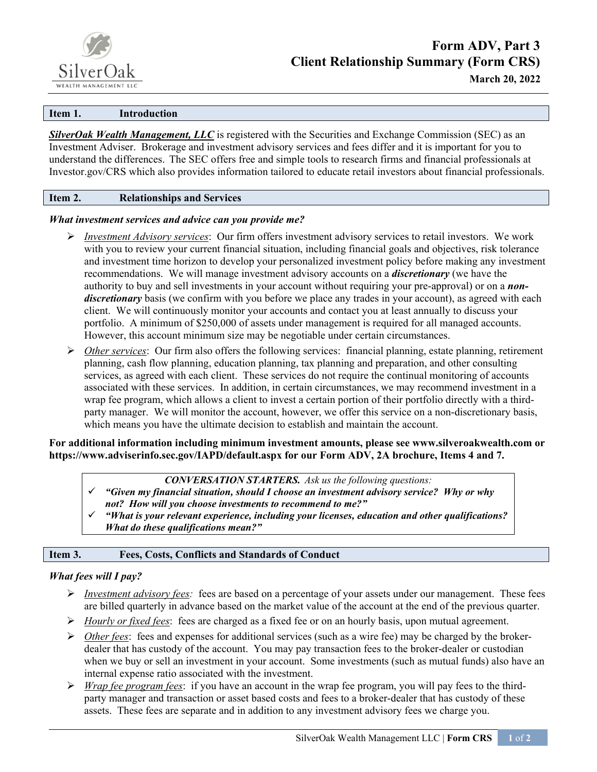# Form ADV, Part 3
# Client Relationship Summary (Form CRS)

**March 20, 2022**

## Item 1. Introduction

***SilverOak Wealth Management, LLC*** is registered with the Securities and Exchange Commission (SEC) as an Investment Adviser. Brokerage and investment advisory services and fees differ and it is important for you to understand the differences. The SEC offers free and simple tools to research firms and financial professionals at Investor.gov/CRS which also provides information tailored to educate retail investors about financial professionals.

## Item 2. Relationships and Services

***What investment services and advice can you provide me?***

- *Investment Advisory services*: Our firm offers investment advisory services to retail investors. We work with you to review your current financial situation, including financial goals and objectives, risk tolerance and investment time horizon to develop your personalized investment policy before making any investment recommendations. We will manage investment advisory accounts on a ***discretionary*** (we have the authority to buy and sell investments in your account without requiring your pre-approval) or on a ***non-discretionary*** basis (we confirm with you before we place any trades in your account), as agreed with each client. We will continuously monitor your accounts and contact you at least annually to discuss your portfolio. A minimum of $250,000 of assets under management is required for all managed accounts. However, this account minimum size may be negotiable under certain circumstances.
- *Other services*: Our firm also offers the following services: financial planning, estate planning, retirement planning, cash flow planning, education planning, tax planning and preparation, and other consulting services, as agreed with each client. These services do not require the continual monitoring of accounts associated with these services. In addition, in certain circumstances, we may recommend investment in a wrap fee program, which allows a client to invest a certain portion of their portfolio directly with a third-party manager. We will monitor the account, however, we offer this service on a non-discretionary basis, which means you have the ultimate decision to establish and maintain the account.

**For additional information including minimum investment amounts, please see www.silveroakwealth.com or https://www.adviserinfo.sec.gov/IAPD/default.aspx for our Form ADV, 2A brochure, Items 4 and 7.**

> ***CONVERSATION STARTERS.*** *Ask us the following questions:*
> - ***"Given my financial situation, should I choose an investment advisory service? Why or why not? How will you choose investments to recommend to me?"***
> - ***"What is your relevant experience, including your licenses, education and other qualifications? What do these qualifications mean?"***

## Item 3. Fees, Costs, Conflicts and Standards of Conduct

***What fees will I pay?***

- *Investment advisory fees:* fees are based on a percentage of your assets under our management. These fees are billed quarterly in advance based on the market value of the account at the end of the previous quarter.
- *Hourly or fixed fees*: fees are charged as a fixed fee or on an hourly basis, upon mutual agreement.
- *Other fees*: fees and expenses for additional services (such as a wire fee) may be charged by the broker-dealer that has custody of the account. You may pay transaction fees to the broker-dealer or custodian when we buy or sell an investment in your account. Some investments (such as mutual funds) also have an internal expense ratio associated with the investment.
- *Wrap fee program fees*: if you have an account in the wrap fee program, you will pay fees to the third-party manager and transaction or asset based costs and fees to a broker-dealer that has custody of these assets. These fees are separate and in addition to any investment advisory fees we charge you.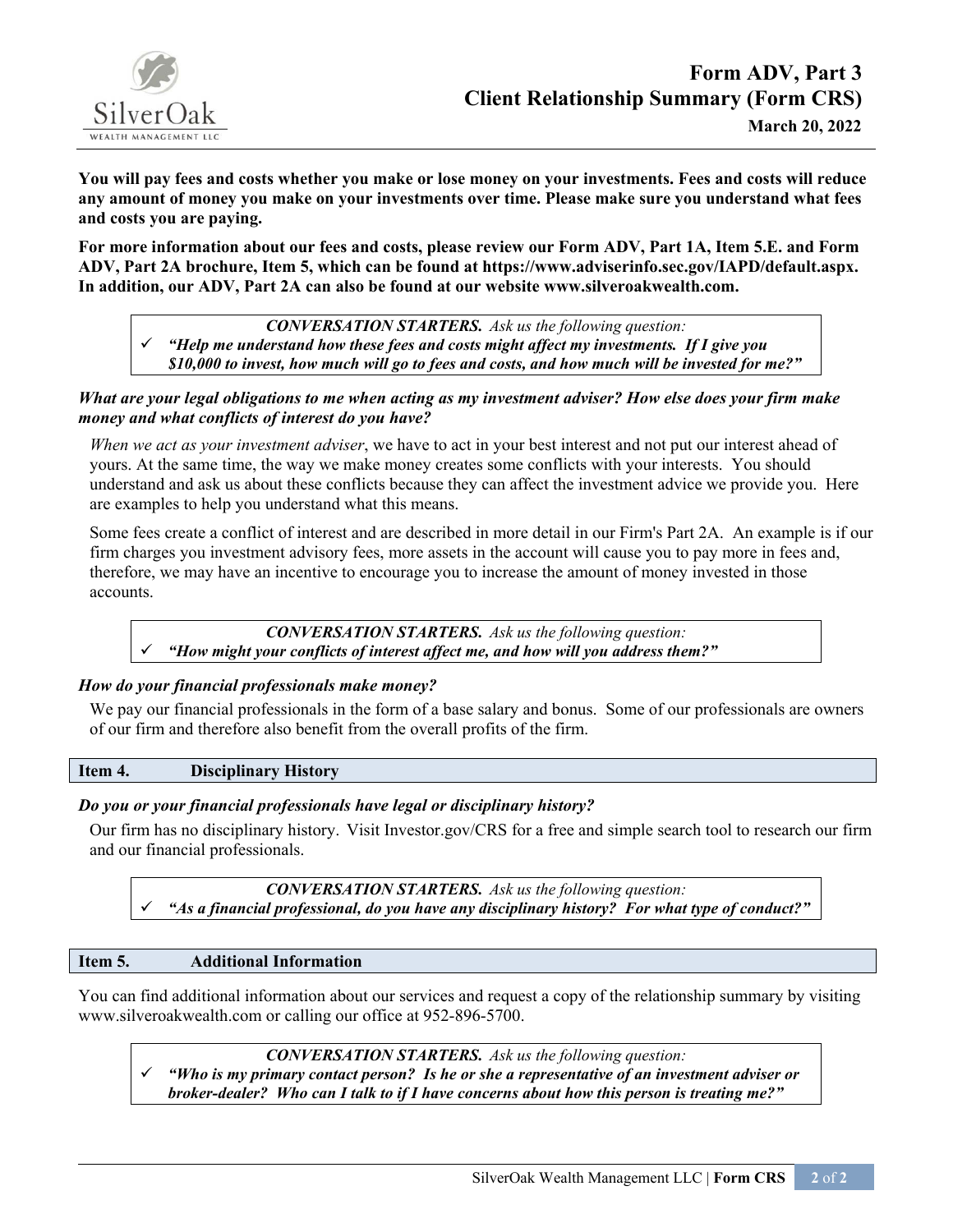**You will pay fees and costs whether you make or lose money on your investments. Fees and costs will reduce any amount of money you make on your investments over time. Please make sure you understand what fees and costs you are paying.**

**For more information about our fees and costs, please review our Form ADV, Part 1A, Item 5.E. and Form ADV, Part 2A brochure, Item 5, which can be found at https://www.adviserinfo.sec.gov/IAPD/default.aspx. In addition, our ADV, Part 2A can also be found at our website www.silveroakwealth.com.**

> ***CONVERSATION STARTERS.*** *Ask us the following question:*
> ✓ ***"Help me understand how these fees and costs might affect my investments. If I give you $10,000 to invest, how much will go to fees and costs, and how much will be invested for me?"***

***What are your legal obligations to me when acting as my investment adviser? How else does your firm make money and what conflicts of interest do you have?***

*When we act as your investment adviser*, we have to act in your best interest and not put our interest ahead of yours. At the same time, the way we make money creates some conflicts with your interests. You should understand and ask us about these conflicts because they can affect the investment advice we provide you. Here are examples to help you understand what this means.

Some fees create a conflict of interest and are described in more detail in our Firm's Part 2A. An example is if our firm charges you investment advisory fees, more assets in the account will cause you to pay more in fees and, therefore, we may have an incentive to encourage you to increase the amount of money invested in those accounts.

> ***CONVERSATION STARTERS.*** *Ask us the following question:*
> ✓ ***"How might your conflicts of interest affect me, and how will you address them?"***

***How do your financial professionals make money?***

We pay our financial professionals in the form of a base salary and bonus. Some of our professionals are owners of our firm and therefore also benefit from the overall profits of the firm.

## Item 4. Disciplinary History

***Do you or your financial professionals have legal or disciplinary history?***

Our firm has no disciplinary history. Visit Investor.gov/CRS for a free and simple search tool to research our firm and our financial professionals.

> ***CONVERSATION STARTERS.*** *Ask us the following question:*
> ✓ ***"As a financial professional, do you have any disciplinary history? For what type of conduct?"***

## Item 5. Additional Information

You can find additional information about our services and request a copy of the relationship summary by visiting www.silveroakwealth.com or calling our office at 952-896-5700.

> ***CONVERSATION STARTERS.*** *Ask us the following question:*
> ✓ ***"Who is my primary contact person? Is he or she a representative of an investment adviser or broker-dealer? Who can I talk to if I have concerns about how this person is treating me?"***